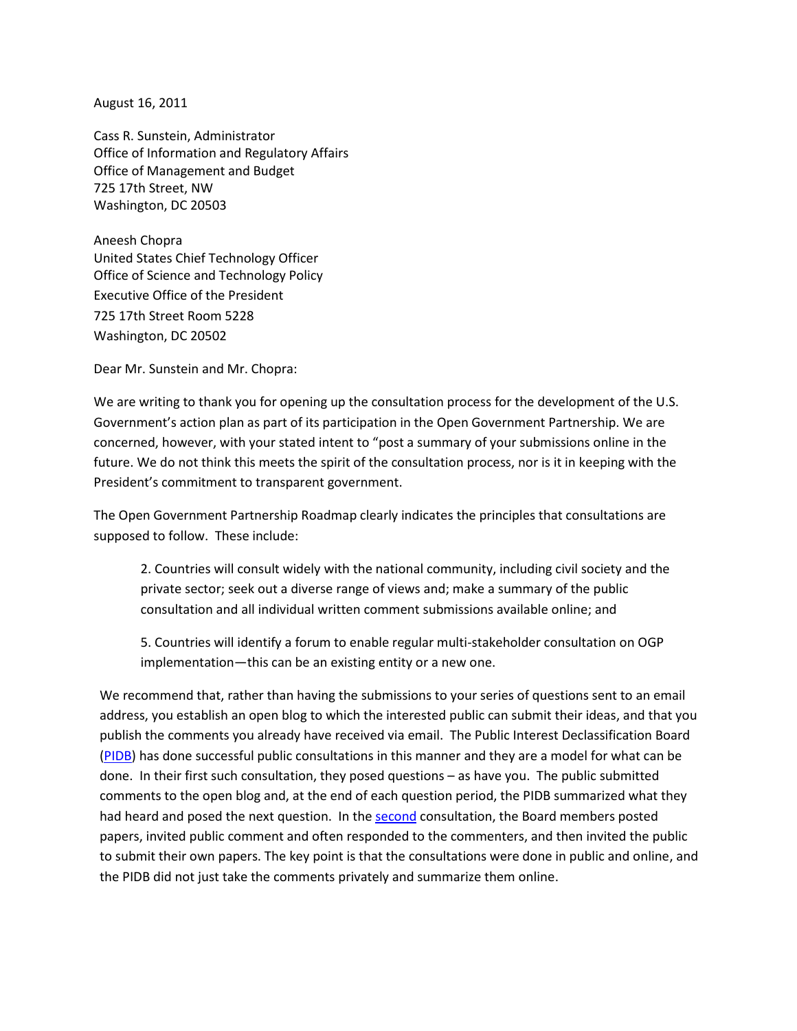August 16, 2011

Cass R. Sunstein, Administrator  
Office of Information and Regulatory Affairs  
Office of Management and Budget  
725 17th Street, NW  
Washington, DC 20503

Aneesh Chopra  
United States Chief Technology Officer  
Office of Science and Technology Policy  
Executive Office of the President  
725 17th Street Room 5228  
Washington, DC 20502

Dear Mr. Sunstein and Mr. Chopra:

We are writing to thank you for opening up the consultation process for the development of the U.S. Government's action plan as part of its participation in the Open Government Partnership. We are concerned, however, with your stated intent to "post a summary of your submissions online in the future. We do not think this meets the spirit of the consultation process, nor is it in keeping with the President's commitment to transparent government.

The Open Government Partnership Roadmap clearly indicates the principles that consultations are supposed to follow. These include:

> 2. Countries will consult widely with the national community, including civil society and the private sector; seek out a diverse range of views and; make a summary of the public consultation and all individual written comment submissions available online; and
>
> 5. Countries will identify a forum to enable regular multi-stakeholder consultation on OGP implementation—this can be an existing entity or a new one.

We recommend that, rather than having the submissions to your series of questions sent to an email address, you establish an open blog to which the interested public can submit their ideas, and that you publish the comments you already have received via email. The Public Interest Declassification Board (PIDB) has done successful public consultations in this manner and they are a model for what can be done. In their first such consultation, they posed questions – as have you. The public submitted comments to the open blog and, at the end of each question period, the PIDB summarized what they had heard and posed the next question. In the second consultation, the Board members posted papers, invited public comment and often responded to the commenters, and then invited the public to submit their own papers. The key point is that the consultations were done in public and online, and the PIDB did not just take the comments privately and summarize them online.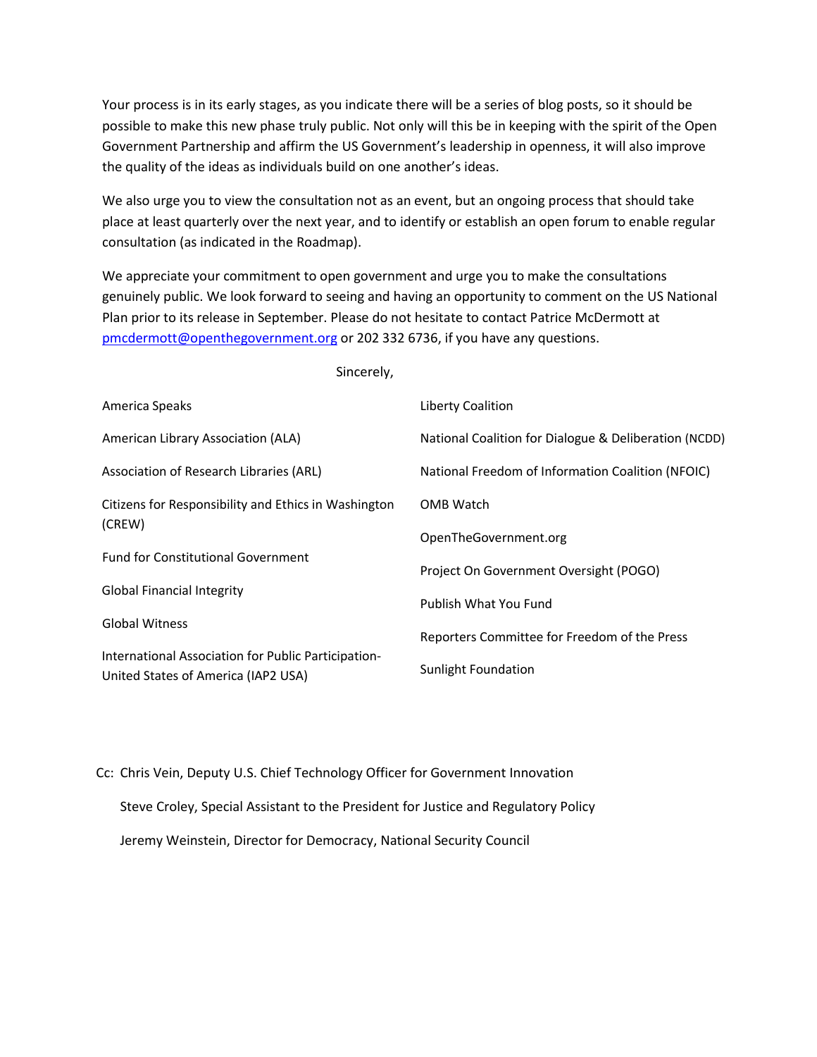Your process is in its early stages, as you indicate there will be a series of blog posts, so it should be possible to make this new phase truly public. Not only will this be in keeping with the spirit of the Open Government Partnership and affirm the US Government's leadership in openness, it will also improve the quality of the ideas as individuals build on one another's ideas.

We also urge you to view the consultation not as an event, but an ongoing process that should take place at least quarterly over the next year, and to identify or establish an open forum to enable regular consultation (as indicated in the Roadmap).

We appreciate your commitment to open government and urge you to make the consultations genuinely public. We look forward to seeing and having an opportunity to comment on the US National Plan prior to its release in September. Please do not hesitate to contact Patrice McDermott at pmcdermott@openthegovernment.org or 202 332 6736, if you have any questions.

Sincerely,

America Speaks

American Library Association (ALA)

Association of Research Libraries (ARL)

Citizens for Responsibility and Ethics in Washington (CREW)

Fund for Constitutional Government

Global Financial Integrity

Global Witness

International Association for Public Participation-United States of America (IAP2 USA)

Liberty Coalition

National Coalition for Dialogue & Deliberation (NCDD)

National Freedom of Information Coalition (NFOIC)

OMB Watch

OpenTheGovernment.org

Project On Government Oversight (POGO)

Publish What You Fund

Reporters Committee for Freedom of the Press

Sunlight Foundation

Cc: Chris Vein, Deputy U.S. Chief Technology Officer for Government Innovation

Steve Croley, Special Assistant to the President for Justice and Regulatory Policy

Jeremy Weinstein, Director for Democracy, National Security Council